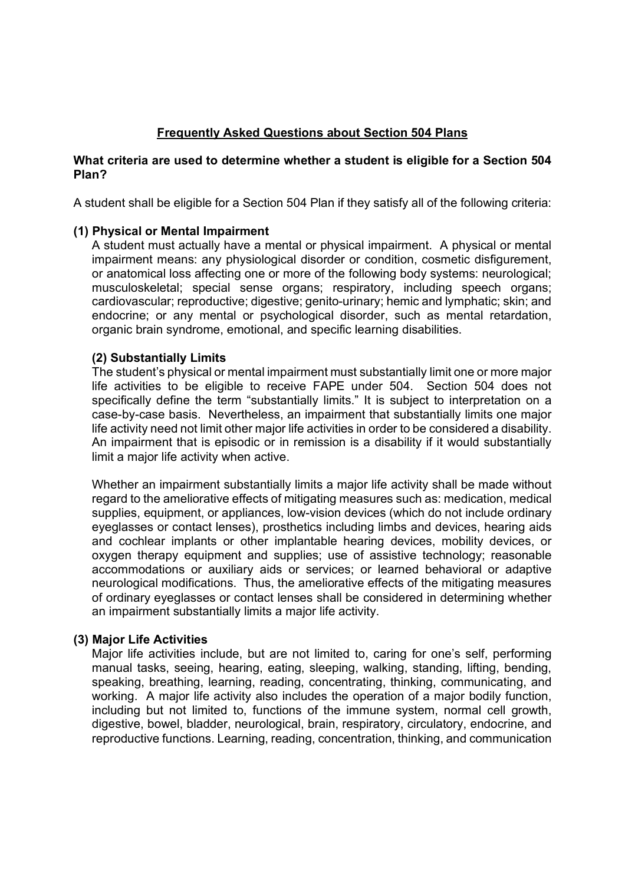# Frequently Asked Questions about Section 504 Plans

**What criteria are used to determine whether a student is eligible for a Section 504 Plan?**

A student shall be eligible for a Section 504 Plan if they satisfy all of the following criteria:

**(1) Physical or Mental Impairment**

A student must actually have a mental or physical impairment. A physical or mental impairment means: any physiological disorder or condition, cosmetic disfigurement, or anatomical loss affecting one or more of the following body systems: neurological; musculoskeletal; special sense organs; respiratory, including speech organs; cardiovascular; reproductive; digestive; genito-urinary; hemic and lymphatic; skin; and endocrine; or any mental or psychological disorder, such as mental retardation, organic brain syndrome, emotional, and specific learning disabilities.

**(2) Substantially Limits**

The student's physical or mental impairment must substantially limit one or more major life activities to be eligible to receive FAPE under 504. Section 504 does not specifically define the term "substantially limits." It is subject to interpretation on a case-by-case basis. Nevertheless, an impairment that substantially limits one major life activity need not limit other major life activities in order to be considered a disability. An impairment that is episodic or in remission is a disability if it would substantially limit a major life activity when active.

Whether an impairment substantially limits a major life activity shall be made without regard to the ameliorative effects of mitigating measures such as: medication, medical supplies, equipment, or appliances, low-vision devices (which do not include ordinary eyeglasses or contact lenses), prosthetics including limbs and devices, hearing aids and cochlear implants or other implantable hearing devices, mobility devices, or oxygen therapy equipment and supplies; use of assistive technology; reasonable accommodations or auxiliary aids or services; or learned behavioral or adaptive neurological modifications. Thus, the ameliorative effects of the mitigating measures of ordinary eyeglasses or contact lenses shall be considered in determining whether an impairment substantially limits a major life activity.

**(3) Major Life Activities**

Major life activities include, but are not limited to, caring for one's self, performing manual tasks, seeing, hearing, eating, sleeping, walking, standing, lifting, bending, speaking, breathing, learning, reading, concentrating, thinking, communicating, and working. A major life activity also includes the operation of a major bodily function, including but not limited to, functions of the immune system, normal cell growth, digestive, bowel, bladder, neurological, brain, respiratory, circulatory, endocrine, and reproductive functions. Learning, reading, concentration, thinking, and communication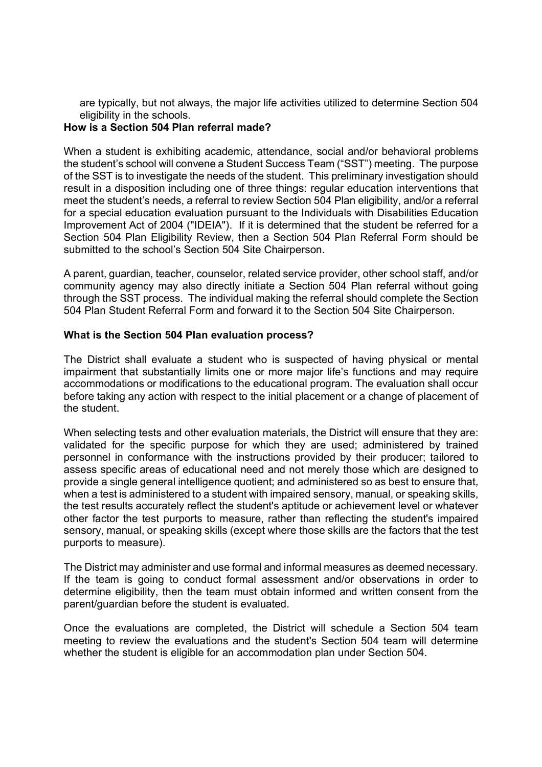are typically, but not always, the major life activities utilized to determine Section 504 eligibility in the schools.

**How is a Section 504 Plan referral made?**

When a student is exhibiting academic, attendance, social and/or behavioral problems the student's school will convene a Student Success Team ("SST") meeting. The purpose of the SST is to investigate the needs of the student. This preliminary investigation should result in a disposition including one of three things: regular education interventions that meet the student's needs, a referral to review Section 504 Plan eligibility, and/or a referral for a special education evaluation pursuant to the Individuals with Disabilities Education Improvement Act of 2004 ("IDEIA"). If it is determined that the student be referred for a Section 504 Plan Eligibility Review, then a Section 504 Plan Referral Form should be submitted to the school's Section 504 Site Chairperson.

A parent, guardian, teacher, counselor, related service provider, other school staff, and/or community agency may also directly initiate a Section 504 Plan referral without going through the SST process. The individual making the referral should complete the Section 504 Plan Student Referral Form and forward it to the Section 504 Site Chairperson.

**What is the Section 504 Plan evaluation process?**

The District shall evaluate a student who is suspected of having physical or mental impairment that substantially limits one or more major life's functions and may require accommodations or modifications to the educational program. The evaluation shall occur before taking any action with respect to the initial placement or a change of placement of the student.

When selecting tests and other evaluation materials, the District will ensure that they are: validated for the specific purpose for which they are used; administered by trained personnel in conformance with the instructions provided by their producer; tailored to assess specific areas of educational need and not merely those which are designed to provide a single general intelligence quotient; and administered so as best to ensure that, when a test is administered to a student with impaired sensory, manual, or speaking skills, the test results accurately reflect the student's aptitude or achievement level or whatever other factor the test purports to measure, rather than reflecting the student's impaired sensory, manual, or speaking skills (except where those skills are the factors that the test purports to measure).

The District may administer and use formal and informal measures as deemed necessary. If the team is going to conduct formal assessment and/or observations in order to determine eligibility, then the team must obtain informed and written consent from the parent/guardian before the student is evaluated.

Once the evaluations are completed, the District will schedule a Section 504 team meeting to review the evaluations and the student's Section 504 team will determine whether the student is eligible for an accommodation plan under Section 504.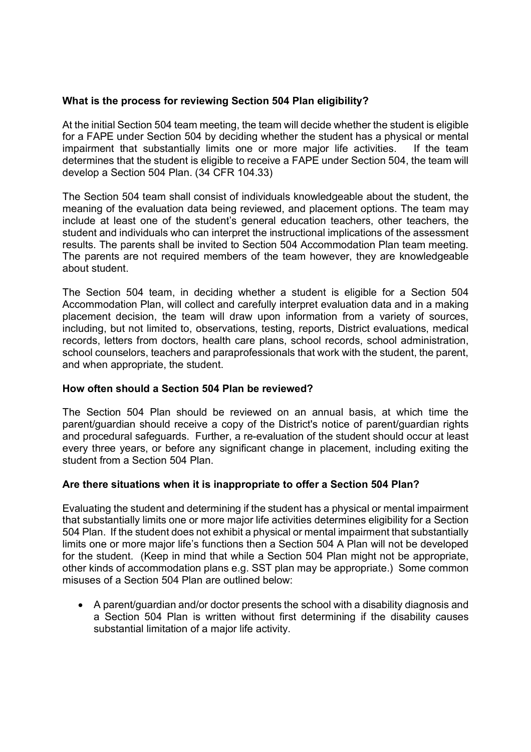**What is the process for reviewing Section 504 Plan eligibility?**

At the initial Section 504 team meeting, the team will decide whether the student is eligible for a FAPE under Section 504 by deciding whether the student has a physical or mental impairment that substantially limits one or more major life activities. If the team determines that the student is eligible to receive a FAPE under Section 504, the team will develop a Section 504 Plan. (34 CFR 104.33)

The Section 504 team shall consist of individuals knowledgeable about the student, the meaning of the evaluation data being reviewed, and placement options. The team may include at least one of the student's general education teachers, other teachers, the student and individuals who can interpret the instructional implications of the assessment results. The parents shall be invited to Section 504 Accommodation Plan team meeting. The parents are not required members of the team however, they are knowledgeable about student.

The Section 504 team, in deciding whether a student is eligible for a Section 504 Accommodation Plan, will collect and carefully interpret evaluation data and in a making placement decision, the team will draw upon information from a variety of sources, including, but not limited to, observations, testing, reports, District evaluations, medical records, letters from doctors, health care plans, school records, school administration, school counselors, teachers and paraprofessionals that work with the student, the parent, and when appropriate, the student.

**How often should a Section 504 Plan be reviewed?**

The Section 504 Plan should be reviewed on an annual basis, at which time the parent/guardian should receive a copy of the District's notice of parent/guardian rights and procedural safeguards. Further, a re-evaluation of the student should occur at least every three years, or before any significant change in placement, including exiting the student from a Section 504 Plan.

**Are there situations when it is inappropriate to offer a Section 504 Plan?**

Evaluating the student and determining if the student has a physical or mental impairment that substantially limits one or more major life activities determines eligibility for a Section 504 Plan. If the student does not exhibit a physical or mental impairment that substantially limits one or more major life's functions then a Section 504 A Plan will not be developed for the student. (Keep in mind that while a Section 504 Plan might not be appropriate, other kinds of accommodation plans e.g. SST plan may be appropriate.) Some common misuses of a Section 504 Plan are outlined below:

- A parent/guardian and/or doctor presents the school with a disability diagnosis and a Section 504 Plan is written without first determining if the disability causes substantial limitation of a major life activity.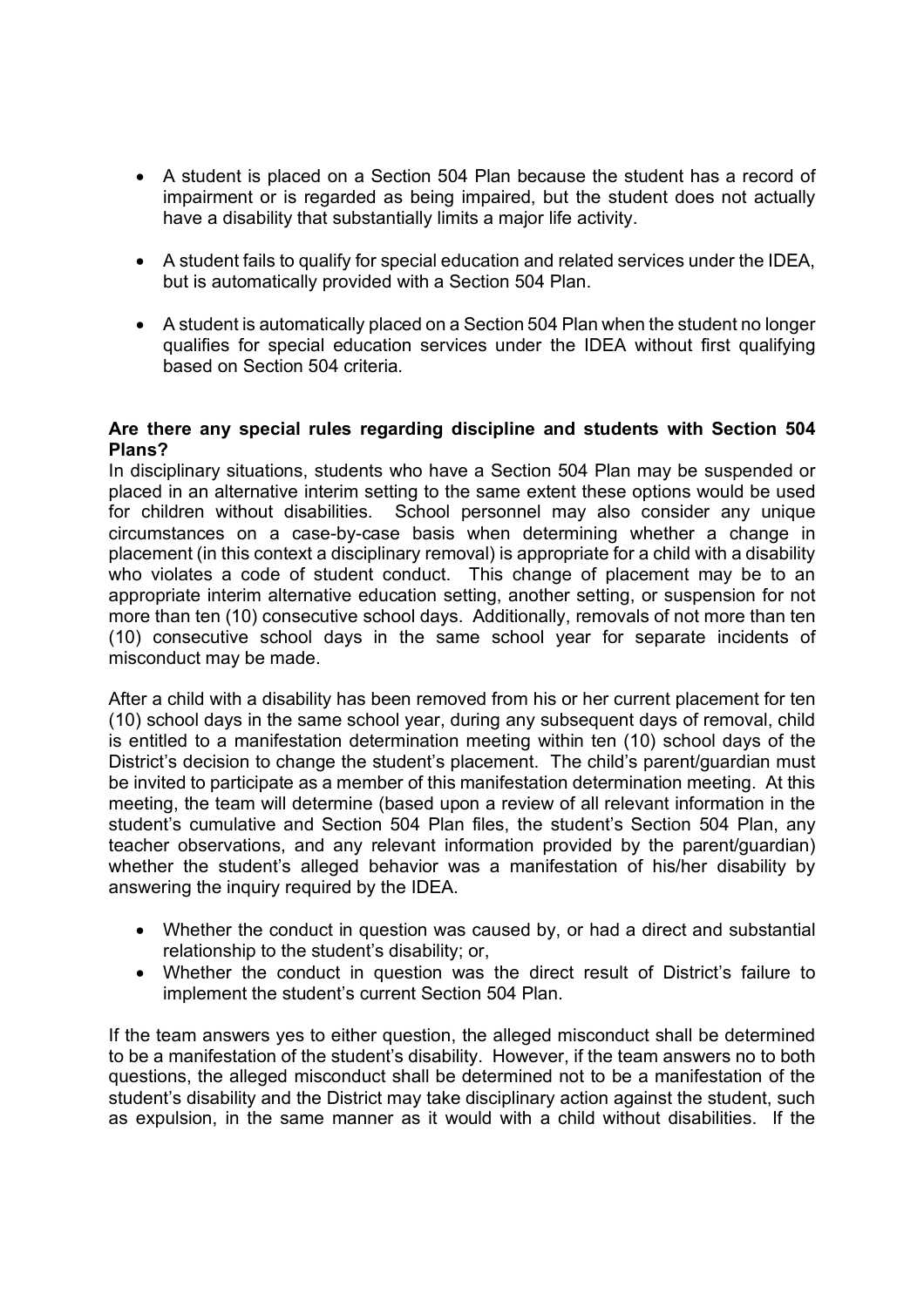- A student is placed on a Section 504 Plan because the student has a record of impairment or is regarded as being impaired, but the student does not actually have a disability that substantially limits a major life activity.
- A student fails to qualify for special education and related services under the IDEA, but is automatically provided with a Section 504 Plan.
- A student is automatically placed on a Section 504 Plan when the student no longer qualifies for special education services under the IDEA without first qualifying based on Section 504 criteria.

**Are there any special rules regarding discipline and students with Section 504 Plans?**

In disciplinary situations, students who have a Section 504 Plan may be suspended or placed in an alternative interim setting to the same extent these options would be used for children without disabilities. School personnel may also consider any unique circumstances on a case-by-case basis when determining whether a change in placement (in this context a disciplinary removal) is appropriate for a child with a disability who violates a code of student conduct. This change of placement may be to an appropriate interim alternative education setting, another setting, or suspension for not more than ten (10) consecutive school days. Additionally, removals of not more than ten (10) consecutive school days in the same school year for separate incidents of misconduct may be made.

After a child with a disability has been removed from his or her current placement for ten (10) school days in the same school year, during any subsequent days of removal, child is entitled to a manifestation determination meeting within ten (10) school days of the District's decision to change the student's placement. The child's parent/guardian must be invited to participate as a member of this manifestation determination meeting. At this meeting, the team will determine (based upon a review of all relevant information in the student's cumulative and Section 504 Plan files, the student's Section 504 Plan, any teacher observations, and any relevant information provided by the parent/guardian) whether the student's alleged behavior was a manifestation of his/her disability by answering the inquiry required by the IDEA.

- Whether the conduct in question was caused by, or had a direct and substantial relationship to the student's disability; or,
- Whether the conduct in question was the direct result of District's failure to implement the student's current Section 504 Plan.

If the team answers yes to either question, the alleged misconduct shall be determined to be a manifestation of the student's disability. However, if the team answers no to both questions, the alleged misconduct shall be determined not to be a manifestation of the student's disability and the District may take disciplinary action against the student, such as expulsion, in the same manner as it would with a child without disabilities. If the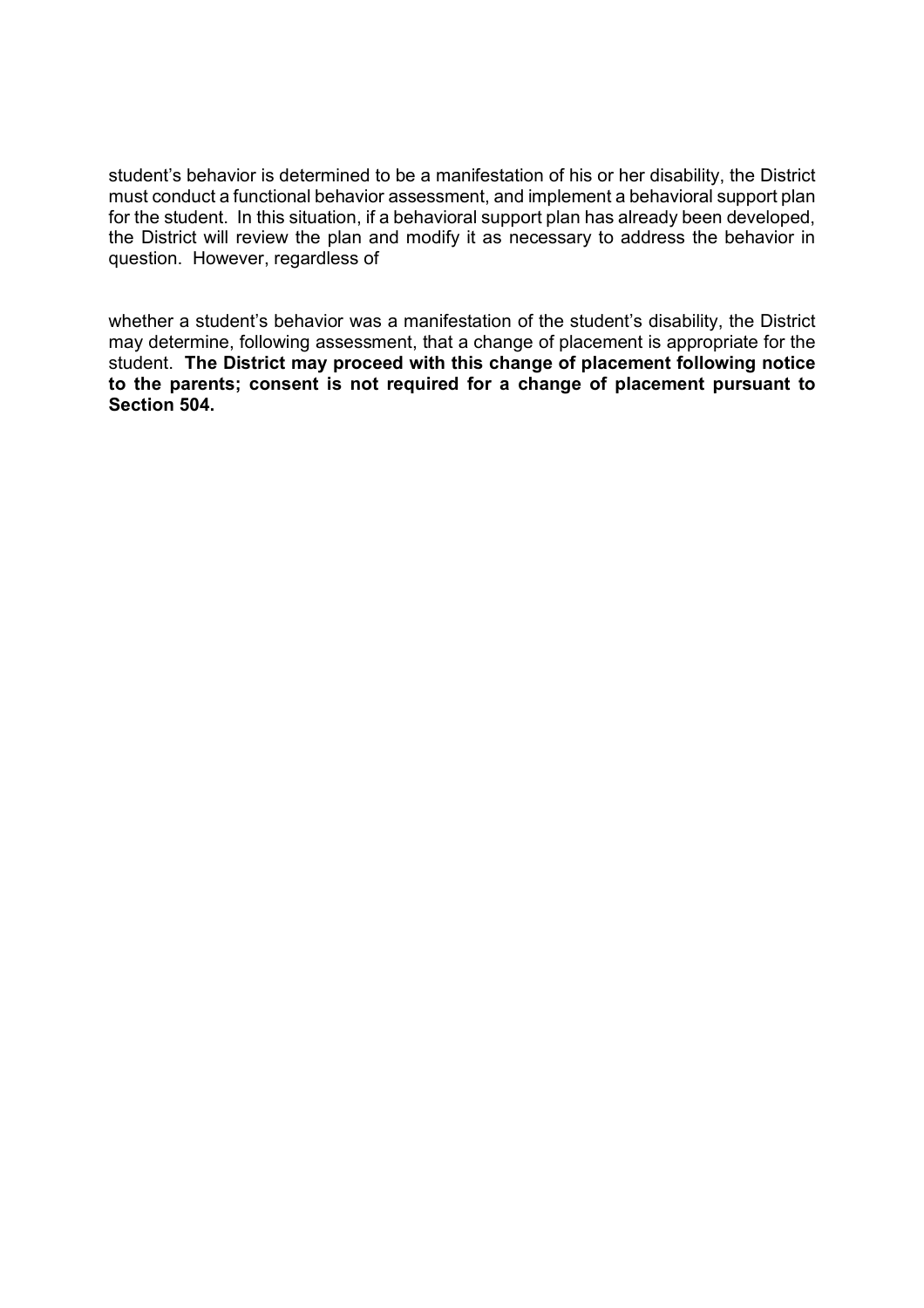student's behavior is determined to be a manifestation of his or her disability, the District must conduct a functional behavior assessment, and implement a behavioral support plan for the student. In this situation, if a behavioral support plan has already been developed, the District will review the plan and modify it as necessary to address the behavior in question. However, regardless of

whether a student's behavior was a manifestation of the student's disability, the District may determine, following assessment, that a change of placement is appropriate for the student. **The District may proceed with this change of placement following notice to the parents; consent is not required for a change of placement pursuant to Section 504.**